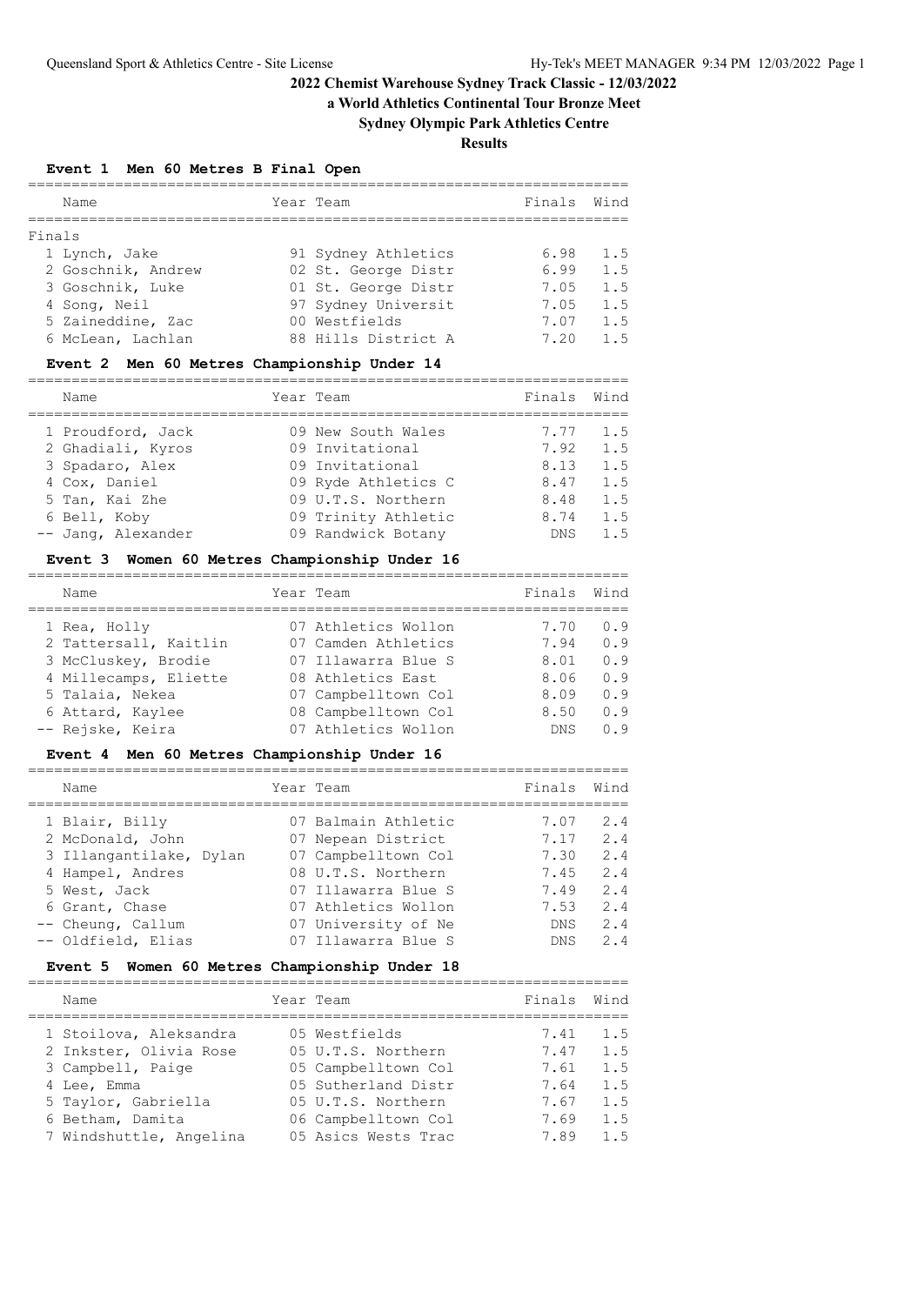# 2022 Chemist Warehouse Sydney Track Classic - 12/03/2022

**a World Athletics Continental Tour Bronze Meet**

**Sydney Olympic Park Athletics Centre**

**Results**

### Event 1 Men 60 Metres B Final Open

Finals

| Name | Year | Team | Finals | Wind |
|---|---|---|---|---|
| 1 Lynch, Jake | 91 | Sydney Athletics | 6.98 | 1.5 |
| 2 Goschnik, Andrew | 02 | St. George Distr | 6.99 | 1.5 |
| 3 Goschnik, Luke | 01 | St. George Distr | 7.05 | 1.5 |
| 4 Song, Neil | 97 | Sydney Universit | 7.05 | 1.5 |
| 5 Zaineddine, Zac | 00 | Westfields | 7.07 | 1.5 |
| 6 McLean, Lachlan | 88 | Hills District A | 7.20 | 1.5 |

### Event 2 Men 60 Metres Championship Under 14

| Name | Year | Team | Finals | Wind |
|---|---|---|---|---|
| 1 Proudford, Jack | 09 | New South Wales | 7.77 | 1.5 |
| 2 Ghadiali, Kyros | 09 | Invitational | 7.92 | 1.5 |
| 3 Spadaro, Alex | 09 | Invitational | 8.13 | 1.5 |
| 4 Cox, Daniel | 09 | Ryde Athletics C | 8.47 | 1.5 |
| 5 Tan, Kai Zhe | 09 | U.T.S. Northern | 8.48 | 1.5 |
| 6 Bell, Koby | 09 | Trinity Athletic | 8.74 | 1.5 |
| -- Jang, Alexander | 09 | Randwick Botany | DNS | 1.5 |

### Event 3 Women 60 Metres Championship Under 16

| Name | Year | Team | Finals | Wind |
|---|---|---|---|---|
| 1 Rea, Holly | 07 | Athletics Wollon | 7.70 | 0.9 |
| 2 Tattersall, Kaitlin | 07 | Camden Athletics | 7.94 | 0.9 |
| 3 McCluskey, Brodie | 07 | Illawarra Blue S | 8.01 | 0.9 |
| 4 Millecamps, Eliette | 08 | Athletics East | 8.06 | 0.9 |
| 5 Talaia, Nekea | 07 | Campbelltown Col | 8.09 | 0.9 |
| 6 Attard, Kaylee | 08 | Campbelltown Col | 8.50 | 0.9 |
| -- Rejske, Keira | 07 | Athletics Wollon | DNS | 0.9 |

### Event 4 Men 60 Metres Championship Under 16

| Name | Year | Team | Finals | Wind |
|---|---|---|---|---|
| 1 Blair, Billy | 07 | Balmain Athletic | 7.07 | 2.4 |
| 2 McDonald, John | 07 | Nepean District | 7.17 | 2.4 |
| 3 Illangantilake, Dylan | 07 | Campbelltown Col | 7.30 | 2.4 |
| 4 Hampel, Andres | 08 | U.T.S. Northern | 7.45 | 2.4 |
| 5 West, Jack | 07 | Illawarra Blue S | 7.49 | 2.4 |
| 6 Grant, Chase | 07 | Athletics Wollon | 7.53 | 2.4 |
| -- Cheung, Callum | 07 | University of Ne | DNS | 2.4 |
| -- Oldfield, Elias | 07 | Illawarra Blue S | DNS | 2.4 |

### Event 5 Women 60 Metres Championship Under 18

| Name | Year | Team | Finals | Wind |
|---|---|---|---|---|
| 1 Stoilova, Aleksandra | 05 | Westfields | 7.41 | 1.5 |
| 2 Inkster, Olivia Rose | 05 | U.T.S. Northern | 7.47 | 1.5 |
| 3 Campbell, Paige | 05 | Campbelltown Col | 7.61 | 1.5 |
| 4 Lee, Emma | 05 | Sutherland Distr | 7.64 | 1.5 |
| 5 Taylor, Gabriella | 05 | U.T.S. Northern | 7.67 | 1.5 |
| 6 Betham, Damita | 06 | Campbelltown Col | 7.69 | 1.5 |
| 7 Windshuttle, Angelina | 05 | Asics Wests Trac | 7.89 | 1.5 |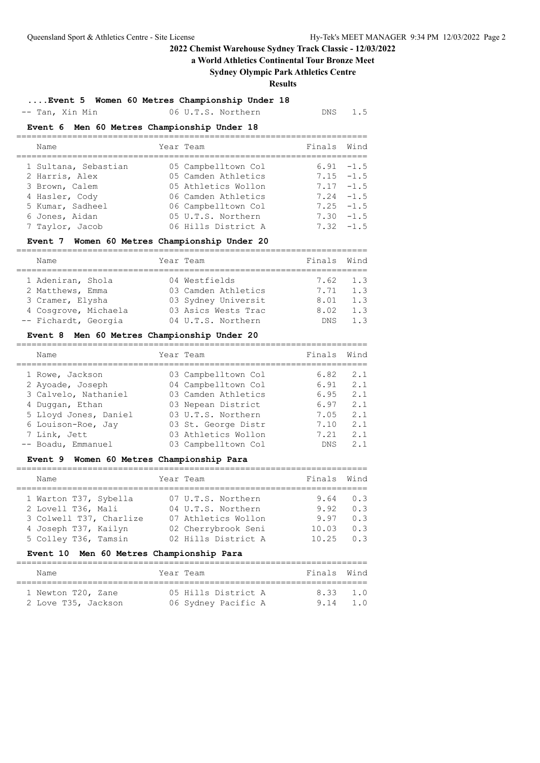## 2022 Chemist Warehouse Sydney Track Classic - 12/03/2022

**a World Athletics Continental Tour Bronze Meet**

**Sydney Olympic Park Athletics Centre**

**Results**

### ....Event 5 Women 60 Metres Championship Under 18

| Name | Year | Team | Finals | Wind |
|---|---|---|---|---|
| -- Tan, Xin Min | 06 | U.T.S. Northern | DNS | 1.5 |

### Event 6 Men 60 Metres Championship Under 18

| Name | Year | Team | Finals | Wind |
|---|---|---|---|---|
| 1 Sultana, Sebastian | 05 | Campbelltown Col | 6.91 | -1.5 |
| 2 Harris, Alex | 05 | Camden Athletics | 7.15 | -1.5 |
| 3 Brown, Calem | 05 | Athletics Wollon | 7.17 | -1.5 |
| 4 Hasler, Cody | 06 | Camden Athletics | 7.24 | -1.5 |
| 5 Kumar, Sadheel | 06 | Campbelltown Col | 7.25 | -1.5 |
| 6 Jones, Aidan | 05 | U.T.S. Northern | 7.30 | -1.5 |
| 7 Taylor, Jacob | 06 | Hills District A | 7.32 | -1.5 |

### Event 7 Women 60 Metres Championship Under 20

| Name | Year | Team | Finals | Wind |
|---|---|---|---|---|
| 1 Adeniran, Shola | 04 | Westfields | 7.62 | 1.3 |
| 2 Matthews, Emma | 03 | Camden Athletics | 7.71 | 1.3 |
| 3 Cramer, Elysha | 03 | Sydney Universit | 8.01 | 1.3 |
| 4 Cosgrove, Michaela | 03 | Asics Wests Trac | 8.02 | 1.3 |
| -- Fichardt, Georgia | 04 | U.T.S. Northern | DNS | 1.3 |

### Event 8 Men 60 Metres Championship Under 20

| Name | Year | Team | Finals | Wind |
|---|---|---|---|---|
| 1 Rowe, Jackson | 03 | Campbelltown Col | 6.82 | 2.1 |
| 2 Ayoade, Joseph | 04 | Campbelltown Col | 6.91 | 2.1 |
| 3 Calvelo, Nathaniel | 03 | Camden Athletics | 6.95 | 2.1 |
| 4 Duggan, Ethan | 03 | Nepean District | 6.97 | 2.1 |
| 5 Lloyd Jones, Daniel | 03 | U.T.S. Northern | 7.05 | 2.1 |
| 6 Louison-Roe, Jay | 03 | St. George Distr | 7.10 | 2.1 |
| 7 Link, Jett | 03 | Athletics Wollon | 7.21 | 2.1 |
| -- Boadu, Emmanuel | 03 | Campbelltown Col | DNS | 2.1 |

### Event 9 Women 60 Metres Championship Para

| Name | Year | Team | Finals | Wind |
|---|---|---|---|---|
| 1 Warton T37, Sybella | 07 | U.T.S. Northern | 9.64 | 0.3 |
| 2 Lovell T36, Mali | 04 | U.T.S. Northern | 9.92 | 0.3 |
| 3 Colwell T37, Charlize | 07 | Athletics Wollon | 9.97 | 0.3 |
| 4 Joseph T37, Kailyn | 02 | Cherrybrook Seni | 10.03 | 0.3 |
| 5 Colley T36, Tamsin | 02 | Hills District A | 10.25 | 0.3 |

### Event 10 Men 60 Metres Championship Para

| Name | Year | Team | Finals | Wind |
|---|---|---|---|---|
| 1 Newton T20, Zane | 05 | Hills District A | 8.33 | 1.0 |
| 2 Love T35, Jackson | 06 | Sydney Pacific A | 9.14 | 1.0 |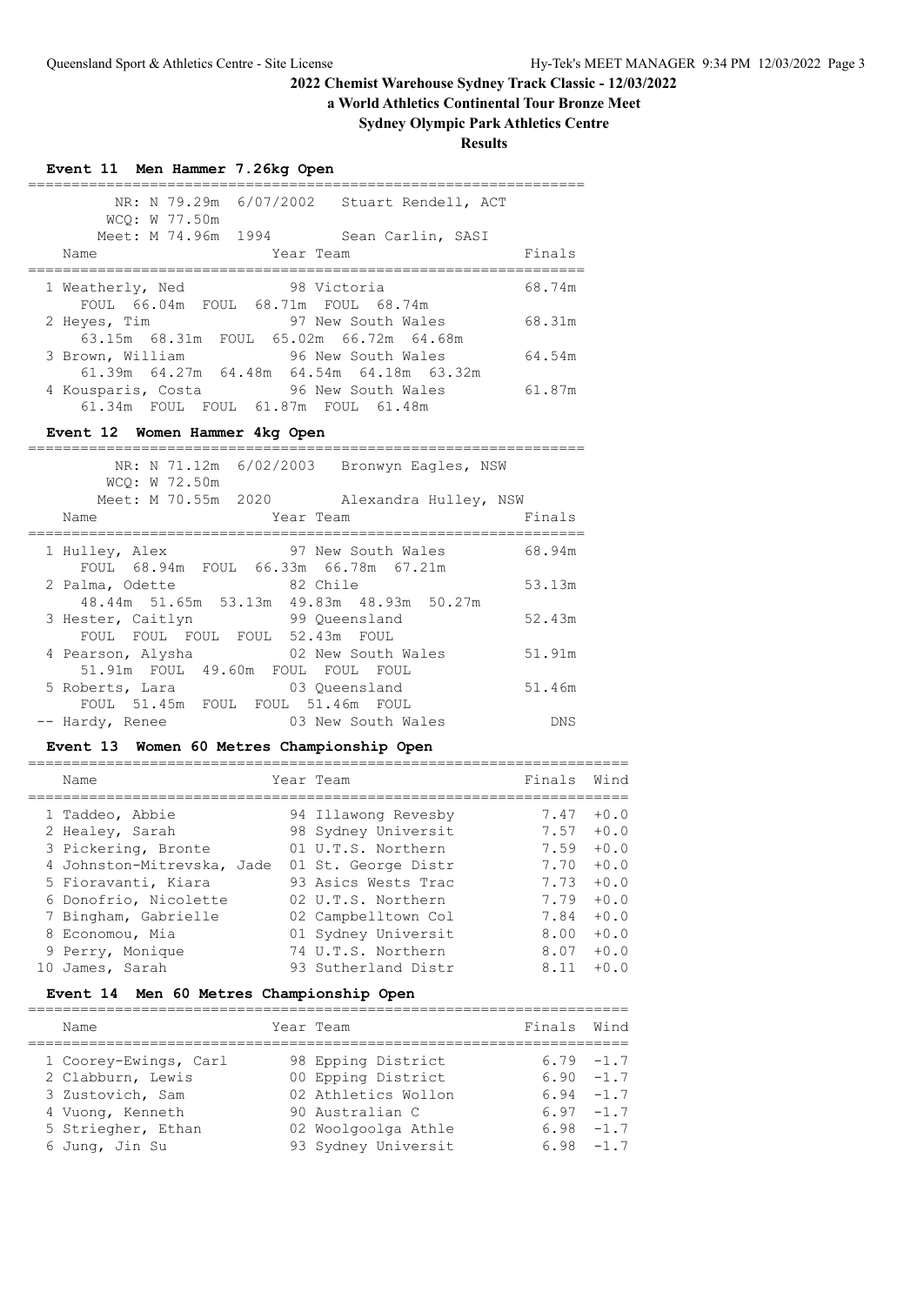# 2022 Chemist Warehouse Sydney Track Classic - 12/03/2022

**a World Athletics Continental Tour Bronze Meet**

**Sydney Olympic Park Athletics Centre**

**Results**

### Event 11 Men Hammer 7.26kg Open

NR: N 79.29m 6/07/2002 Stuart Rendell, ACT
WCQ: W 77.50m
Meet: M 74.96m 1994 Sean Carlin, SASI

| Name | Year | Team | Finals |
|---|---|---|---|
| 1 Weatherly, Ned | 98 | Victoria | 68.74m |
| FOUL 66.04m FOUL 68.71m FOUL 68.74m | | | |
| 2 Heyes, Tim | 97 | New South Wales | 68.31m |
| 63.15m 68.31m FOUL 65.02m 66.72m 64.68m | | | |
| 3 Brown, William | 96 | New South Wales | 64.54m |
| 61.39m 64.27m 64.48m 64.54m 64.18m 63.32m | | | |
| 4 Kousparis, Costa | 96 | New South Wales | 61.87m |
| 61.34m FOUL FOUL 61.87m FOUL 61.48m | | | |

### Event 12 Women Hammer 4kg Open

NR: N 71.12m 6/02/2003 Bronwyn Eagles, NSW
WCQ: W 72.50m
Meet: M 70.55m 2020 Alexandra Hulley, NSW

| Name | Year | Team | Finals |
|---|---|---|---|
| 1 Hulley, Alex | 97 | New South Wales | 68.94m |
| FOUL 68.94m FOUL 66.33m 66.78m 67.21m | | | |
| 2 Palma, Odette | 82 | Chile | 53.13m |
| 48.44m 51.65m 53.13m 49.83m 48.93m 50.27m | | | |
| 3 Hester, Caitlyn | 99 | Queensland | 52.43m |
| FOUL FOUL FOUL FOUL 52.43m FOUL | | | |
| 4 Pearson, Alysha | 02 | New South Wales | 51.91m |
| 51.91m FOUL 49.60m FOUL FOUL FOUL | | | |
| 5 Roberts, Lara | 03 | Queensland | 51.46m |
| FOUL 51.45m FOUL FOUL 51.46m FOUL | | | |
| -- Hardy, Renee | 03 | New South Wales | DNS |

### Event 13 Women 60 Metres Championship Open

| Name | Year | Team | Finals | Wind |
|---|---|---|---|---|
| 1 Taddeo, Abbie | 94 | Illawong Revesby | 7.47 | +0.0 |
| 2 Healey, Sarah | 98 | Sydney Universit | 7.57 | +0.0 |
| 3 Pickering, Bronte | 01 | U.T.S. Northern | 7.59 | +0.0 |
| 4 Johnston-Mitrevska, Jade | 01 | St. George Distr | 7.70 | +0.0 |
| 5 Fioravanti, Kiara | 93 | Asics Wests Trac | 7.73 | +0.0 |
| 6 Donofrio, Nicolette | 02 | U.T.S. Northern | 7.79 | +0.0 |
| 7 Bingham, Gabrielle | 02 | Campbelltown Col | 7.84 | +0.0 |
| 8 Economou, Mia | 01 | Sydney Universit | 8.00 | +0.0 |
| 9 Perry, Monique | 74 | U.T.S. Northern | 8.07 | +0.0 |
| 10 James, Sarah | 93 | Sutherland Distr | 8.11 | +0.0 |

### Event 14 Men 60 Metres Championship Open

| Name | Year | Team | Finals | Wind |
|---|---|---|---|---|
| 1 Coorey-Ewings, Carl | 98 | Epping District | 6.79 | -1.7 |
| 2 Clabburn, Lewis | 00 | Epping District | 6.90 | -1.7 |
| 3 Zustovich, Sam | 02 | Athletics Wollon | 6.94 | -1.7 |
| 4 Vuong, Kenneth | 90 | Australian C | 6.97 | -1.7 |
| 5 Striegher, Ethan | 02 | Woolgoolga Athle | 6.98 | -1.7 |
| 6 Jung, Jin Su | 93 | Sydney Universit | 6.98 | -1.7 |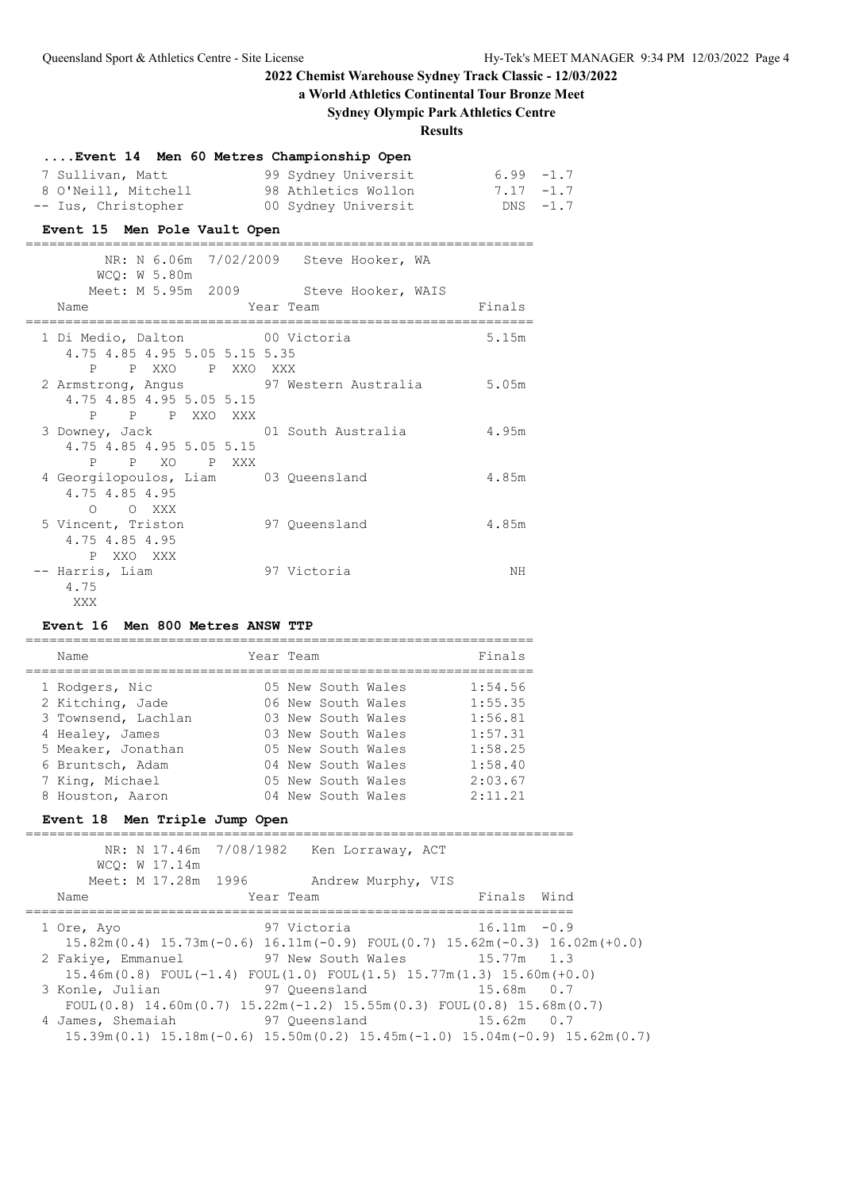## 2022 Chemist Warehouse Sydney Track Classic - 12/03/2022

**a World Athletics Continental Tour Bronze Meet**

**Sydney Olympic Park Athletics Centre**

**Results**

### ....Event 14 Men 60 Metres Championship Open

| Place | Name | Year | Team | Finals | Wind |
|---|---|---|---|---|---|
| 7 | Sullivan, Matt | 99 | Sydney Universit | 6.99 | -1.7 |
| 8 | O'Neill, Mitchell | 98 | Athletics Wollon | 7.17 | -1.7 |
| -- | Ius, Christopher | 00 | Sydney Universit | DNS | -1.7 |

### Event 15 Men Pole Vault Open

NR: N 6.06m 7/02/2009 Steve Hooker, WA
WCQ: W 5.80m
Meet: M 5.95m 2009 Steve Hooker, WAIS

| Place | Name | Year | Team | Finals |
|---|---|---|---|---|
| 1 | Di Medio, Dalton | 00 | Victoria | 5.15m |
| | 4.75 4.85 4.95 5.05 5.15 5.35 — P P XXO P XXO XXX | | | |
| 2 | Armstrong, Angus | 97 | Western Australia | 5.05m |
| | 4.75 4.85 4.95 5.05 5.15 — P P P XXO XXX | | | |
| 3 | Downey, Jack | 01 | South Australia | 4.95m |
| | 4.75 4.85 4.95 5.05 5.15 — P P XO P XXX | | | |
| 4 | Georgilopoulos, Liam | 03 | Queensland | 4.85m |
| | 4.75 4.85 4.95 — O O XXX | | | |
| 5 | Vincent, Triston | 97 | Queensland | 4.85m |
| | 4.75 4.85 4.95 — P XXO XXX | | | |
| -- | Harris, Liam | 97 | Victoria | NH |
| | 4.75 — XXX | | | |

### Event 16 Men 800 Metres ANSW TTP

| Place | Name | Year | Team | Finals |
|---|---|---|---|---|
| 1 | Rodgers, Nic | 05 | New South Wales | 1:54.56 |
| 2 | Kitching, Jade | 06 | New South Wales | 1:55.35 |
| 3 | Townsend, Lachlan | 03 | New South Wales | 1:56.81 |
| 4 | Healey, James | 03 | New South Wales | 1:57.31 |
| 5 | Meaker, Jonathan | 05 | New South Wales | 1:58.25 |
| 6 | Bruntsch, Adam | 04 | New South Wales | 1:58.40 |
| 7 | King, Michael | 05 | New South Wales | 2:03.67 |
| 8 | Houston, Aaron | 04 | New South Wales | 2:11.21 |

### Event 18 Men Triple Jump Open

NR: N 17.46m 7/08/1982 Ken Lorraway, ACT
WCQ: W 17.14m
Meet: M 17.28m 1996 Andrew Murphy, VIS

| Place | Name | Year | Team | Finals | Wind |
|---|---|---|---|---|---|
| 1 | Ore, Ayo | 97 | Victoria | 16.11m | -0.9 |
| | 15.82m(0.4) 15.73m(-0.6) 16.11m(-0.9) FOUL(0.7) 15.62m(-0.3) 16.02m(+0.0) | | | | |
| 2 | Fakiye, Emmanuel | 97 | New South Wales | 15.77m | 1.3 |
| | 15.46m(0.8) FOUL(-1.4) FOUL(1.0) FOUL(1.5) 15.77m(1.3) 15.60m(+0.0) | | | | |
| 3 | Konle, Julian | 97 | Queensland | 15.68m | 0.7 |
| | FOUL(0.8) 14.60m(0.7) 15.22m(-1.2) 15.55m(0.3) FOUL(0.8) 15.68m(0.7) | | | | |
| 4 | James, Shemaiah | 97 | Queensland | 15.62m | 0.7 |
| | 15.39m(0.1) 15.18m(-0.6) 15.50m(0.2) 15.45m(-1.0) 15.04m(-0.9) 15.62m(0.7) | | | | |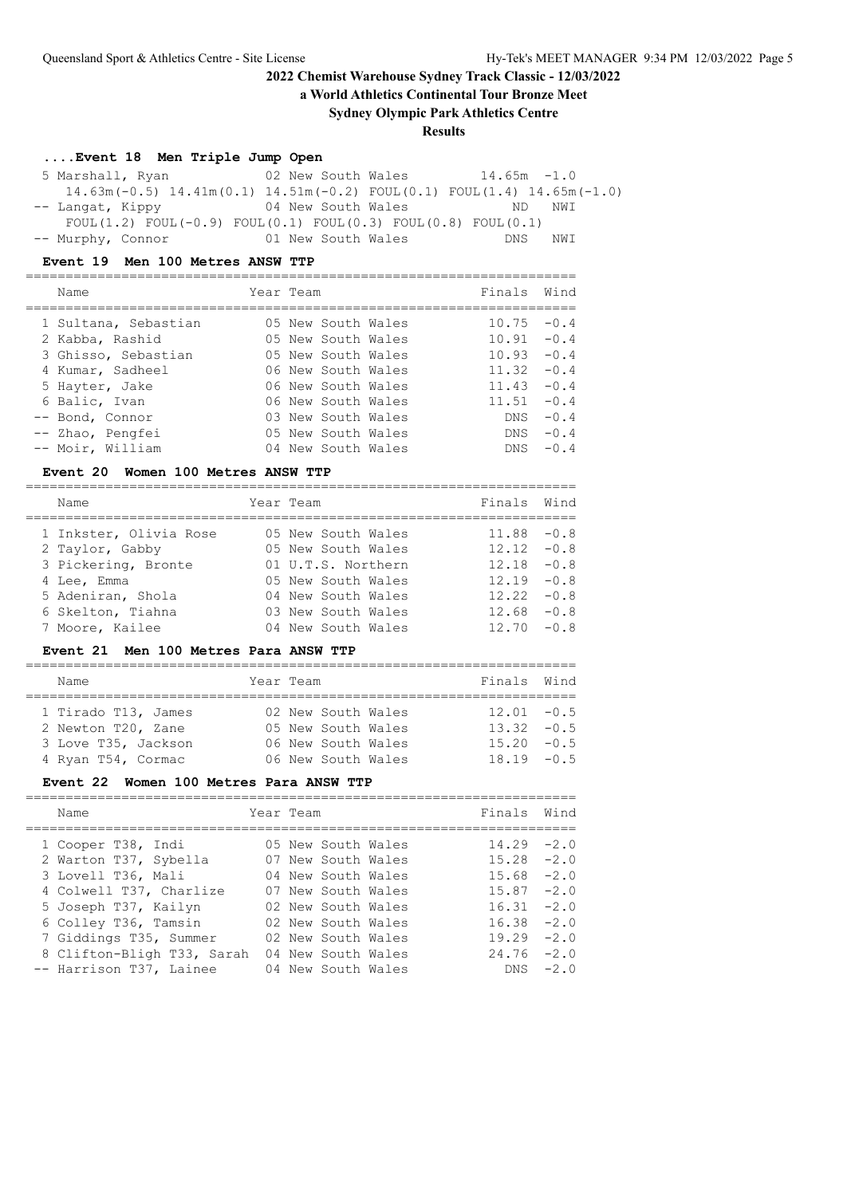## 2022 Chemist Warehouse Sydney Track Classic - 12/03/2022

**a World Athletics Continental Tour Bronze Meet**

**Sydney Olympic Park Athletics Centre**

**Results**

### ....Event 18 Men Triple Jump Open

```
 5 Marshall, Ryan            02 New South Wales         14.65m  -1.0
    14.63m(-0.5) 14.41m(0.1) 14.51m(-0.2) FOUL(0.1) FOUL(1.4) 14.65m(-1.0)
-- Langat, Kippy             04 New South Wales             ND   NWI
    FOUL(1.2) FOUL(-0.9) FOUL(0.1) FOUL(0.3) FOUL(0.8) FOUL(0.1)
-- Murphy, Connor            01 New South Wales            DNS   NWI
```

### Event 19 Men 100 Metres ANSW TTP

| Name | Year | Team | Finals | Wind |
|---|---|---|---|---|
| 1 Sultana, Sebastian | 05 | New South Wales | 10.75 | -0.4 |
| 2 Kabba, Rashid | 05 | New South Wales | 10.91 | -0.4 |
| 3 Ghisso, Sebastian | 05 | New South Wales | 10.93 | -0.4 |
| 4 Kumar, Sadheel | 06 | New South Wales | 11.32 | -0.4 |
| 5 Hayter, Jake | 06 | New South Wales | 11.43 | -0.4 |
| 6 Balic, Ivan | 06 | New South Wales | 11.51 | -0.4 |
| -- Bond, Connor | 03 | New South Wales | DNS | -0.4 |
| -- Zhao, Pengfei | 05 | New South Wales | DNS | -0.4 |
| -- Moir, William | 04 | New South Wales | DNS | -0.4 |

### Event 20 Women 100 Metres ANSW TTP

| Name | Year | Team | Finals | Wind |
|---|---|---|---|---|
| 1 Inkster, Olivia Rose | 05 | New South Wales | 11.88 | -0.8 |
| 2 Taylor, Gabby | 05 | New South Wales | 12.12 | -0.8 |
| 3 Pickering, Bronte | 01 | U.T.S. Northern | 12.18 | -0.8 |
| 4 Lee, Emma | 05 | New South Wales | 12.19 | -0.8 |
| 5 Adeniran, Shola | 04 | New South Wales | 12.22 | -0.8 |
| 6 Skelton, Tiahna | 03 | New South Wales | 12.68 | -0.8 |
| 7 Moore, Kailee | 04 | New South Wales | 12.70 | -0.8 |

### Event 21 Men 100 Metres Para ANSW TTP

| Name | Year | Team | Finals | Wind |
|---|---|---|---|---|
| 1 Tirado T13, James | 02 | New South Wales | 12.01 | -0.5 |
| 2 Newton T20, Zane | 05 | New South Wales | 13.32 | -0.5 |
| 3 Love T35, Jackson | 06 | New South Wales | 15.20 | -0.5 |
| 4 Ryan T54, Cormac | 06 | New South Wales | 18.19 | -0.5 |

### Event 22 Women 100 Metres Para ANSW TTP

| Name | Year | Team | Finals | Wind |
|---|---|---|---|---|
| 1 Cooper T38, Indi | 05 | New South Wales | 14.29 | -2.0 |
| 2 Warton T37, Sybella | 07 | New South Wales | 15.28 | -2.0 |
| 3 Lovell T36, Mali | 04 | New South Wales | 15.68 | -2.0 |
| 4 Colwell T37, Charlize | 07 | New South Wales | 15.87 | -2.0 |
| 5 Joseph T37, Kailyn | 02 | New South Wales | 16.31 | -2.0 |
| 6 Colley T36, Tamsin | 02 | New South Wales | 16.38 | -2.0 |
| 7 Giddings T35, Summer | 02 | New South Wales | 19.29 | -2.0 |
| 8 Clifton-Bligh T33, Sarah | 04 | New South Wales | 24.76 | -2.0 |
| -- Harrison T37, Lainee | 04 | New South Wales | DNS | -2.0 |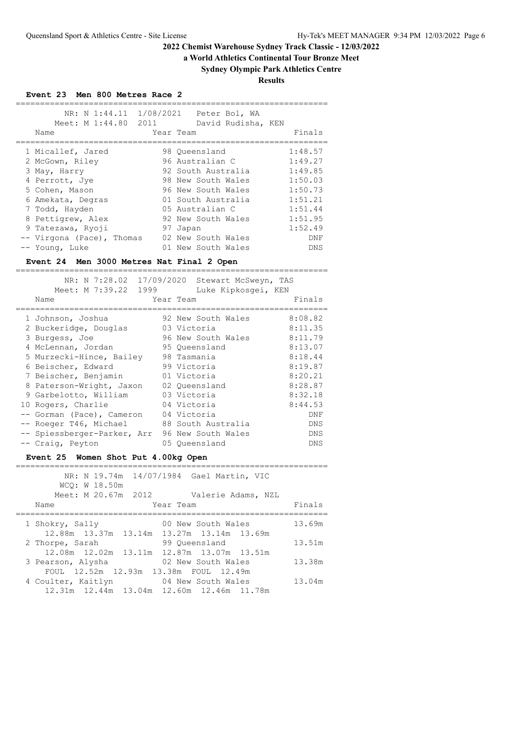# 2022 Chemist Warehouse Sydney Track Classic - 12/03/2022

**a World Athletics Continental Tour Bronze Meet**

**Sydney Olympic Park Athletics Centre**

**Results**

### Event 23 Men 800 Metres Race 2

NR: N 1:44.11 1/08/2021 Peter Bol, WA
Meet: M 1:44.80 2011 David Rudisha, KEN

| | Name | Year | Team | Finals |
|---|---|---|---|---|
| 1 | Micallef, Jared | 98 | Queensland | 1:48.57 |
| 2 | McGown, Riley | 96 | Australian C | 1:49.27 |
| 3 | May, Harry | 92 | South Australia | 1:49.85 |
| 4 | Perrott, Jye | 98 | New South Wales | 1:50.03 |
| 5 | Cohen, Mason | 96 | New South Wales | 1:50.73 |
| 6 | Amekata, Degras | 01 | South Australia | 1:51.21 |
| 7 | Todd, Hayden | 05 | Australian C | 1:51.44 |
| 8 | Pettigrew, Alex | 92 | New South Wales | 1:51.95 |
| 9 | Tatezawa, Ryoji | 97 | Japan | 1:52.49 |
| -- | Virgona (Pace), Thomas | 02 | New South Wales | DNF |
| -- | Young, Luke | 01 | New South Wales | DNS |

### Event 24 Men 3000 Metres Nat Final 2 Open

NR: N 7:28.02 17/09/2020 Stewart McSweyn, TAS
Meet: M 7:39.22 1999 Luke Kipkosgei, KEN

| | Name | Year | Team | Finals |
|---|---|---|---|---|
| 1 | Johnson, Joshua | 92 | New South Wales | 8:08.82 |
| 2 | Buckeridge, Douglas | 03 | Victoria | 8:11.35 |
| 3 | Burgess, Joe | 96 | New South Wales | 8:11.79 |
| 4 | McLennan, Jordan | 95 | Queensland | 8:13.07 |
| 5 | Murzecki-Hince, Bailey | 98 | Tasmania | 8:18.44 |
| 6 | Beischer, Edward | 99 | Victoria | 8:19.87 |
| 7 | Beischer, Benjamin | 01 | Victoria | 8:20.21 |
| 8 | Paterson-Wright, Jaxon | 02 | Queensland | 8:28.87 |
| 9 | Garbelotto, William | 03 | Victoria | 8:32.18 |
| 10 | Rogers, Charlie | 04 | Victoria | 8:44.53 |
| -- | Gorman (Pace), Cameron | 04 | Victoria | DNF |
| -- | Roeger T46, Michael | 88 | South Australia | DNS |
| -- | Spiessberger-Parker, Arr | 96 | New South Wales | DNS |
| -- | Craig, Peyton | 05 | Queensland | DNS |

### Event 25 Women Shot Put 4.00kg Open

NR: N 19.74m 14/07/1984 Gael Martin, VIC
WCQ: W 18.50m
Meet: M 20.67m 2012 Valerie Adams, NZL

| | Name | Year | Team | Finals |
|---|---|---|---|---|
| 1 | Shokry, Sally | 00 | New South Wales | 13.69m |
| | 12.88m 13.37m 13.14m 13.27m 13.14m 13.69m | | | |
| 2 | Thorpe, Sarah | 99 | Queensland | 13.51m |
| | 12.08m 12.02m 13.11m 12.87m 13.07m 13.51m | | | |
| 3 | Pearson, Alysha | 02 | New South Wales | 13.38m |
| | FOUL 12.52m 12.93m 13.38m FOUL 12.49m | | | |
| 4 | Coulter, Kaitlyn | 04 | New South Wales | 13.04m |
| | 12.31m 12.44m 13.04m 12.60m 12.46m 11.78m | | | |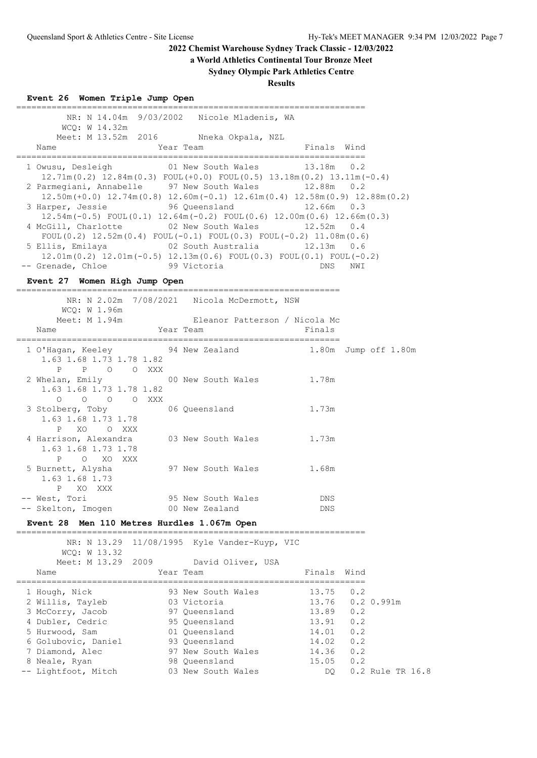## 2022 Chemist Warehouse Sydney Track Classic - 12/03/2022

**a World Athletics Continental Tour Bronze Meet**

**Sydney Olympic Park Athletics Centre**

**Results**

### Event 26 Women Triple Jump Open

NR: N 14.04m 9/03/2002 Nicole Mladenis, WA
WCQ: W 14.32m
Meet: M 13.52m 2016 Nneka Okpala, NZL

| Place | Name | Year | Team | Finals | Wind |
|---|---|---|---|---|---|
| 1 | Owusu, Desleigh | 01 | New South Wales | 13.18m | 0.2 |
| | 12.71m(0.2) 12.84m(0.3) FOUL(+0.0) FOUL(0.5) 13.18m(0.2) 13.11m(-0.4) | | | | |
| 2 | Parmegiani, Annabelle | 97 | New South Wales | 12.88m | 0.2 |
| | 12.50m(+0.0) 12.74m(0.8) 12.60m(-0.1) 12.61m(0.4) 12.58m(0.9) 12.88m(0.2) | | | | |
| 3 | Harper, Jessie | 96 | Queensland | 12.66m | 0.3 |
| | 12.54m(-0.5) FOUL(0.1) 12.64m(-0.2) FOUL(0.6) 12.00m(0.6) 12.66m(0.3) | | | | |
| 4 | McGill, Charlotte | 02 | New South Wales | 12.52m | 0.4 |
| | FOUL(0.2) 12.52m(0.4) FOUL(-0.1) FOUL(0.3) FOUL(-0.2) 11.08m(0.6) | | | | |
| 5 | Ellis, Emilaya | 02 | South Australia | 12.13m | 0.6 |
| | 12.01m(0.2) 12.01m(-0.5) 12.13m(0.6) FOUL(0.3) FOUL(0.1) FOUL(-0.2) | | | | |
| -- | Grenade, Chloe | 99 | Victoria | DNS | NWI |

### Event 27 Women High Jump Open

NR: N 2.02m 7/08/2021 Nicola McDermott, NSW
WCQ: W 1.96m
Meet: M 1.94m Eleanor Patterson / Nicola Mc

| Place | Name | Year | Team | Finals | |
|---|---|---|---|---|---|
| 1 | O'Hagan, Keeley | 94 | New Zealand | 1.80m | Jump off 1.80m |
| | 1.63 P, 1.68 P, 1.73 O, 1.78 O, 1.82 XXX | | | | |
| 2 | Whelan, Emily | 00 | New South Wales | 1.78m | |
| | 1.63 O, 1.68 O, 1.73 O, 1.78 O, 1.82 XXX | | | | |
| 3 | Stolberg, Toby | 06 | Queensland | 1.73m | |
| | 1.63 P, 1.68 XO, 1.73 O, 1.78 XXX | | | | |
| 4 | Harrison, Alexandra | 03 | New South Wales | 1.73m | |
| | 1.63 P, 1.68 O, 1.73 XO, 1.78 XXX | | | | |
| 5 | Burnett, Alysha | 97 | New South Wales | 1.68m | |
| | 1.63 P, 1.68 XO, 1.73 XXX | | | | |
| -- | West, Tori | 95 | New South Wales | DNS | |
| -- | Skelton, Imogen | 00 | New Zealand | DNS | |

### Event 28 Men 110 Metres Hurdles 1.067m Open

NR: N 13.29 11/08/1995 Kyle Vander-Kuyp, VIC
WCQ: W 13.32
Meet: M 13.29 2009 David Oliver, USA

| Place | Name | Year | Team | Finals | Wind | |
|---|---|---|---|---|---|---|
| 1 | Hough, Nick | 93 | New South Wales | 13.75 | 0.2 | |
| 2 | Willis, Tayleb | 03 | Victoria | 13.76 | 0.2 | 0.991m |
| 3 | McCorry, Jacob | 97 | Queensland | 13.89 | 0.2 | |
| 4 | Dubler, Cedric | 95 | Queensland | 13.91 | 0.2 | |
| 5 | Hurwood, Sam | 01 | Queensland | 14.01 | 0.2 | |
| 6 | Golubovic, Daniel | 93 | Queensland | 14.02 | 0.2 | |
| 7 | Diamond, Alec | 97 | New South Wales | 14.36 | 0.2 | |
| 8 | Neale, Ryan | 98 | Queensland | 15.05 | 0.2 | |
| -- | Lightfoot, Mitch | 03 | New South Wales | DQ | 0.2 | Rule TR 16.8 |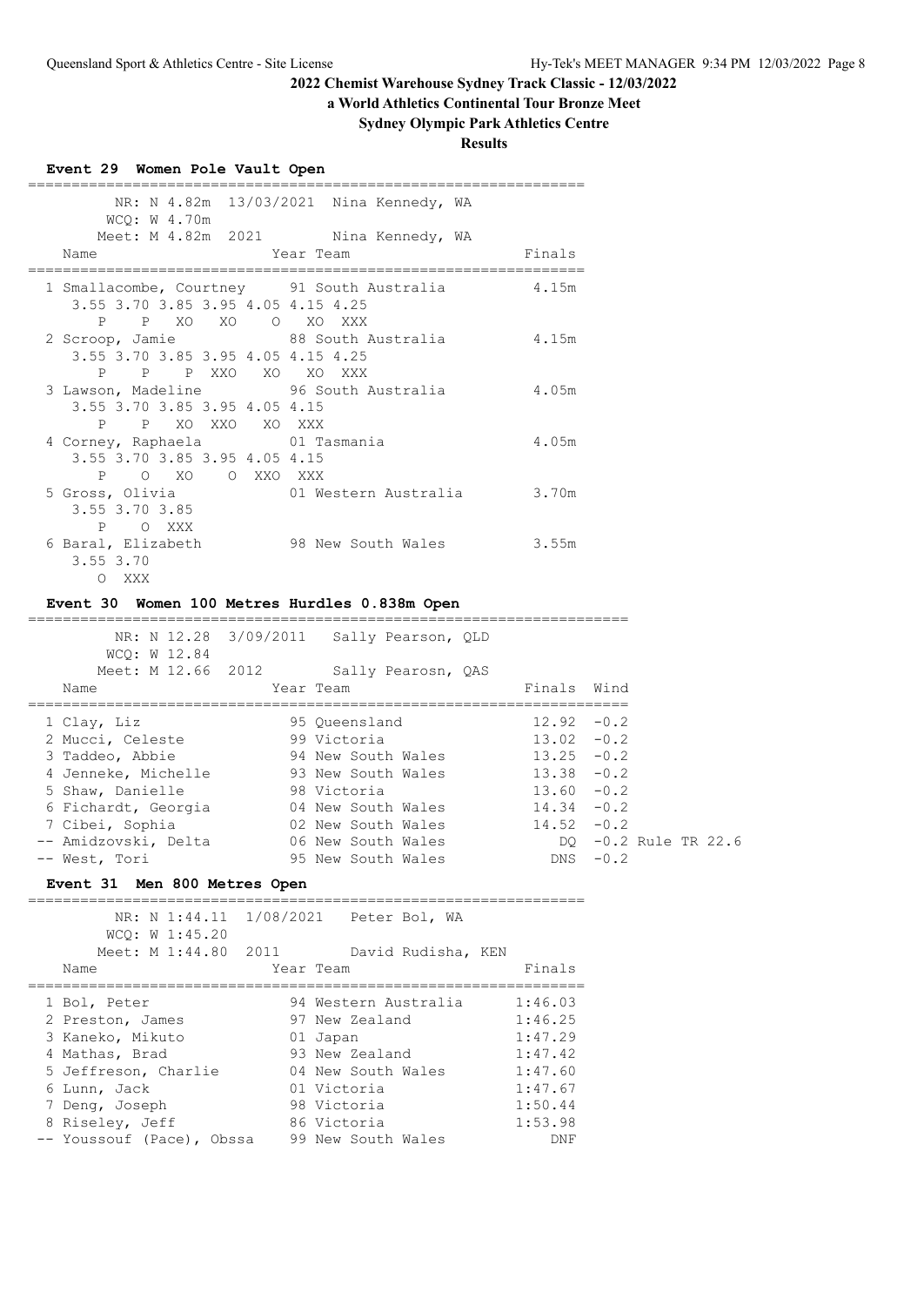## 2022 Chemist Warehouse Sydney Track Classic - 12/03/2022

**a World Athletics Continental Tour Bronze Meet**

**Sydney Olympic Park Athletics Centre**

**Results**

### Event 29 Women Pole Vault Open

NR: N 4.82m 13/03/2021 Nina Kennedy, WA
WCQ: W 4.70m
Meet: M 4.82m 2021 Nina Kennedy, WA

| Place | Name | Year | Team | Finals |
|---|---|---|---|---|
| 1 | Smallacombe, Courtney | 91 | South Australia | 4.15m |
| | 3.55 3.70 3.85 3.95 4.05 4.15 4.25 | | | |
| | P P XO XO O XO XXX | | | |
| 2 | Scroop, Jamie | 88 | South Australia | 4.15m |
| | 3.55 3.70 3.85 3.95 4.05 4.15 4.25 | | | |
| | P P P XXO XO XO XXX | | | |
| 3 | Lawson, Madeline | 96 | South Australia | 4.05m |
| | 3.55 3.70 3.85 3.95 4.05 4.15 | | | |
| | P P XO XXO XO XXX | | | |
| 4 | Corney, Raphaela | 01 | Tasmania | 4.05m |
| | 3.55 3.70 3.85 3.95 4.05 4.15 | | | |
| | P O XO O XXO XXX | | | |
| 5 | Gross, Olivia | 01 | Western Australia | 3.70m |
| | 3.55 3.70 3.85 | | | |
| | P O XXX | | | |
| 6 | Baral, Elizabeth | 98 | New South Wales | 3.55m |
| | 3.55 3.70 | | | |
| | O XXX | | | |

### Event 30 Women 100 Metres Hurdles 0.838m Open

NR: N 12.28 3/09/2011 Sally Pearson, QLD
WCQ: W 12.84
Meet: M 12.66 2012 Sally Pearosn, QAS

| Place | Name | Year | Team | Finals | Wind | |
|---|---|---|---|---|---|---|
| 1 | Clay, Liz | 95 | Queensland | 12.92 | -0.2 | |
| 2 | Mucci, Celeste | 99 | Victoria | 13.02 | -0.2 | |
| 3 | Taddeo, Abbie | 94 | New South Wales | 13.25 | -0.2 | |
| 4 | Jenneke, Michelle | 93 | New South Wales | 13.38 | -0.2 | |
| 5 | Shaw, Danielle | 98 | Victoria | 13.60 | -0.2 | |
| 6 | Fichardt, Georgia | 04 | New South Wales | 14.34 | -0.2 | |
| 7 | Cibei, Sophia | 02 | New South Wales | 14.52 | -0.2 | |
| -- | Amidzovski, Delta | 06 | New South Wales | DQ | -0.2 | Rule TR 22.6 |
| -- | West, Tori | 95 | New South Wales | DNS | -0.2 | |

### Event 31 Men 800 Metres Open

NR: N 1:44.11 1/08/2021 Peter Bol, WA
WCQ: W 1:45.20
Meet: M 1:44.80 2011 David Rudisha, KEN

| Place | Name | Year | Team | Finals |
|---|---|---|---|---|
| 1 | Bol, Peter | 94 | Western Australia | 1:46.03 |
| 2 | Preston, James | 97 | New Zealand | 1:46.25 |
| 3 | Kaneko, Mikuto | 01 | Japan | 1:47.29 |
| 4 | Mathas, Brad | 93 | New Zealand | 1:47.42 |
| 5 | Jeffreson, Charlie | 04 | New South Wales | 1:47.60 |
| 6 | Lunn, Jack | 01 | Victoria | 1:47.67 |
| 7 | Deng, Joseph | 98 | Victoria | 1:50.44 |
| 8 | Riseley, Jeff | 86 | Victoria | 1:53.98 |
| -- | Youssouf (Pace), Obssa | 99 | New South Wales | DNF |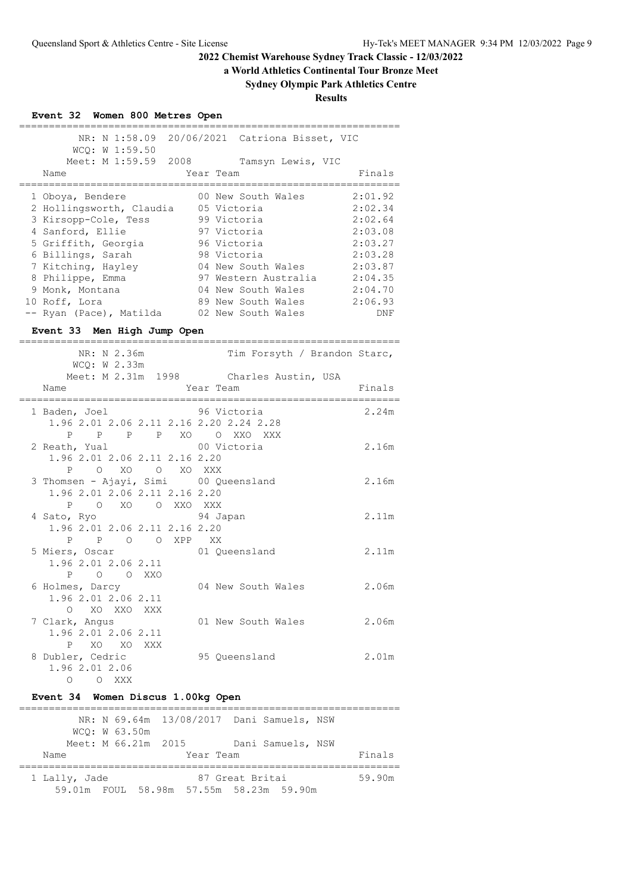## 2022 Chemist Warehouse Sydney Track Classic - 12/03/2022

**a World Athletics Continental Tour Bronze Meet**

**Sydney Olympic Park Athletics Centre**

**Results**

### Event 32 Women 800 Metres Open

NR: N 1:58.09 20/06/2021 Catriona Bisset, VIC
WCQ: W 1:59.50
Meet: M 1:59.59 2008 Tamsyn Lewis, VIC

| Name | Year | Team | Finals |
|---|---|---|---|
| 1 Oboya, Bendere | 00 | New South Wales | 2:01.92 |
| 2 Hollingsworth, Claudia | 05 | Victoria | 2:02.34 |
| 3 Kirsopp-Cole, Tess | 99 | Victoria | 2:02.64 |
| 4 Sanford, Ellie | 97 | Victoria | 2:03.08 |
| 5 Griffith, Georgia | 96 | Victoria | 2:03.27 |
| 6 Billings, Sarah | 98 | Victoria | 2:03.28 |
| 7 Kitching, Hayley | 04 | New South Wales | 2:03.87 |
| 8 Philippe, Emma | 97 | Western Australia | 2:04.35 |
| 9 Monk, Montana | 04 | New South Wales | 2:04.70 |
| 10 Roff, Lora | 89 | New South Wales | 2:06.93 |
| -- Ryan (Pace), Matilda | 02 | New South Wales | DNF |

### Event 33 Men High Jump Open

NR: N 2.36m Tim Forsyth / Brandon Starc,
WCQ: W 2.33m
Meet: M 2.31m 1998 Charles Austin, USA

| Name | Year | Team | Finals |
|---|---|---|---|
| 1 Baden, Joel | 96 | Victoria | 2.24m |
| 1.96 2.01 2.06 2.11 2.16 2.20 2.24 2.28 | | | |
| P P P P XO O XXO XXX | | | |
| 2 Reath, Yual | 00 | Victoria | 2.16m |
| 1.96 2.01 2.06 2.11 2.16 2.20 | | | |
| P O XO O XO XXX | | | |
| 3 Thomsen - Ajayi, Simi | 00 | Queensland | 2.16m |
| 1.96 2.01 2.06 2.11 2.16 2.20 | | | |
| P O XO O XXO XXX | | | |
| 4 Sato, Ryo | 94 | Japan | 2.11m |
| 1.96 2.01 2.06 2.11 2.16 2.20 | | | |
| P P O O XPP XX | | | |
| 5 Miers, Oscar | 01 | Queensland | 2.11m |
| 1.96 2.01 2.06 2.11 | | | |
| P O O XXO | | | |
| 6 Holmes, Darcy | 04 | New South Wales | 2.06m |
| 1.96 2.01 2.06 2.11 | | | |
| O XO XXO XXX | | | |
| 7 Clark, Angus | 01 | New South Wales | 2.06m |
| 1.96 2.01 2.06 2.11 | | | |
| P XO XO XXX | | | |
| 8 Dubler, Cedric | 95 | Queensland | 2.01m |
| 1.96 2.01 2.06 | | | |
| O O XXX | | | |

### Event 34 Women Discus 1.00kg Open

NR: N 69.64m 13/08/2017 Dani Samuels, NSW
WCQ: W 63.50m
Meet: M 66.21m 2015 Dani Samuels, NSW

| Name | Year | Team | Finals |
|---|---|---|---|
| 1 Lally, Jade | 87 | Great Britai | 59.90m |
| 59.01m FOUL 58.98m 57.55m 58.23m 59.90m | | | |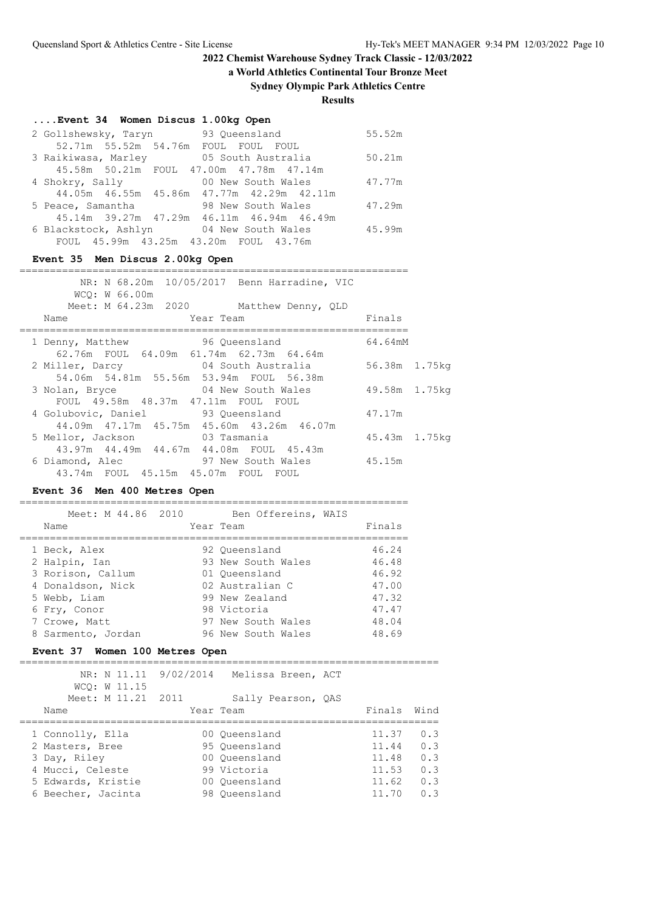## 2022 Chemist Warehouse Sydney Track Classic - 12/03/2022

**a World Athletics Continental Tour Bronze Meet**

**Sydney Olympic Park Athletics Centre**

**Results**

### ....Event 34 Women Discus 1.00kg Open

| Place | Name | Year | Team | Finals |
|---|---|---|---|---|
| 2 | Gollshewsky, Taryn | 93 | Queensland | 55.52m |
| | 52.71m 55.52m 54.76m FOUL FOUL FOUL | | | |
| 3 | Raikiwasa, Marley | 05 | South Australia | 50.21m |
| | 45.58m 50.21m FOUL 47.00m 47.78m 47.14m | | | |
| 4 | Shokry, Sally | 00 | New South Wales | 47.77m |
| | 44.05m 46.55m 45.86m 47.77m 42.29m 42.11m | | | |
| 5 | Peace, Samantha | 98 | New South Wales | 47.29m |
| | 45.14m 39.27m 47.29m 46.11m 46.94m 46.49m | | | |
| 6 | Blackstock, Ashlyn | 04 | New South Wales | 45.99m |
| | FOUL 45.99m 43.25m 43.20m FOUL 43.76m | | | |

### Event 35 Men Discus 2.00kg Open

NR: N 68.20m 10/05/2017 Benn Harradine, VIC
WCQ: W 66.00m
Meet: M 64.23m 2020 Matthew Denny, QLD

| Place | Name | Year | Team | Finals | |
|---|---|---|---|---|---|
| 1 | Denny, Matthew | 96 | Queensland | 64.64mM | |
| | 62.76m FOUL 64.09m 61.74m 62.73m 64.64m | | | | |
| 2 | Miller, Darcy | 04 | South Australia | 56.38m | 1.75kg |
| | 54.06m 54.81m 55.56m 53.94m FOUL 56.38m | | | | |
| 3 | Nolan, Bryce | 04 | New South Wales | 49.58m | 1.75kg |
| | FOUL 49.58m 48.37m 47.11m FOUL FOUL | | | | |
| 4 | Golubovic, Daniel | 93 | Queensland | 47.17m | |
| | 44.09m 47.17m 45.75m 45.60m 43.26m 46.07m | | | | |
| 5 | Mellor, Jackson | 03 | Tasmania | 45.43m | 1.75kg |
| | 43.97m 44.49m 44.67m 44.08m FOUL 45.43m | | | | |
| 6 | Diamond, Alec | 97 | New South Wales | 45.15m | |
| | 43.74m FOUL 45.15m 45.07m FOUL FOUL | | | | |

### Event 36 Men 400 Metres Open

Meet: M 44.86 2010 Ben Offereins, WAIS

| Place | Name | Year | Team | Finals |
|---|---|---|---|---|
| 1 | Beck, Alex | 92 | Queensland | 46.24 |
| 2 | Halpin, Ian | 93 | New South Wales | 46.48 |
| 3 | Rorison, Callum | 01 | Queensland | 46.92 |
| 4 | Donaldson, Nick | 02 | Australian C | 47.00 |
| 5 | Webb, Liam | 99 | New Zealand | 47.32 |
| 6 | Fry, Conor | 98 | Victoria | 47.47 |
| 7 | Crowe, Matt | 97 | New South Wales | 48.04 |
| 8 | Sarmento, Jordan | 96 | New South Wales | 48.69 |

### Event 37 Women 100 Metres Open

NR: N 11.11 9/02/2014 Melissa Breen, ACT
WCQ: W 11.15
Meet: M 11.21 2011 Sally Pearson, QAS

| Place | Name | Year | Team | Finals | Wind |
|---|---|---|---|---|---|
| 1 | Connolly, Ella | 00 | Queensland | 11.37 | 0.3 |
| 2 | Masters, Bree | 95 | Queensland | 11.44 | 0.3 |
| 3 | Day, Riley | 00 | Queensland | 11.48 | 0.3 |
| 4 | Mucci, Celeste | 99 | Victoria | 11.53 | 0.3 |
| 5 | Edwards, Kristie | 00 | Queensland | 11.62 | 0.3 |
| 6 | Beecher, Jacinta | 98 | Queensland | 11.70 | 0.3 |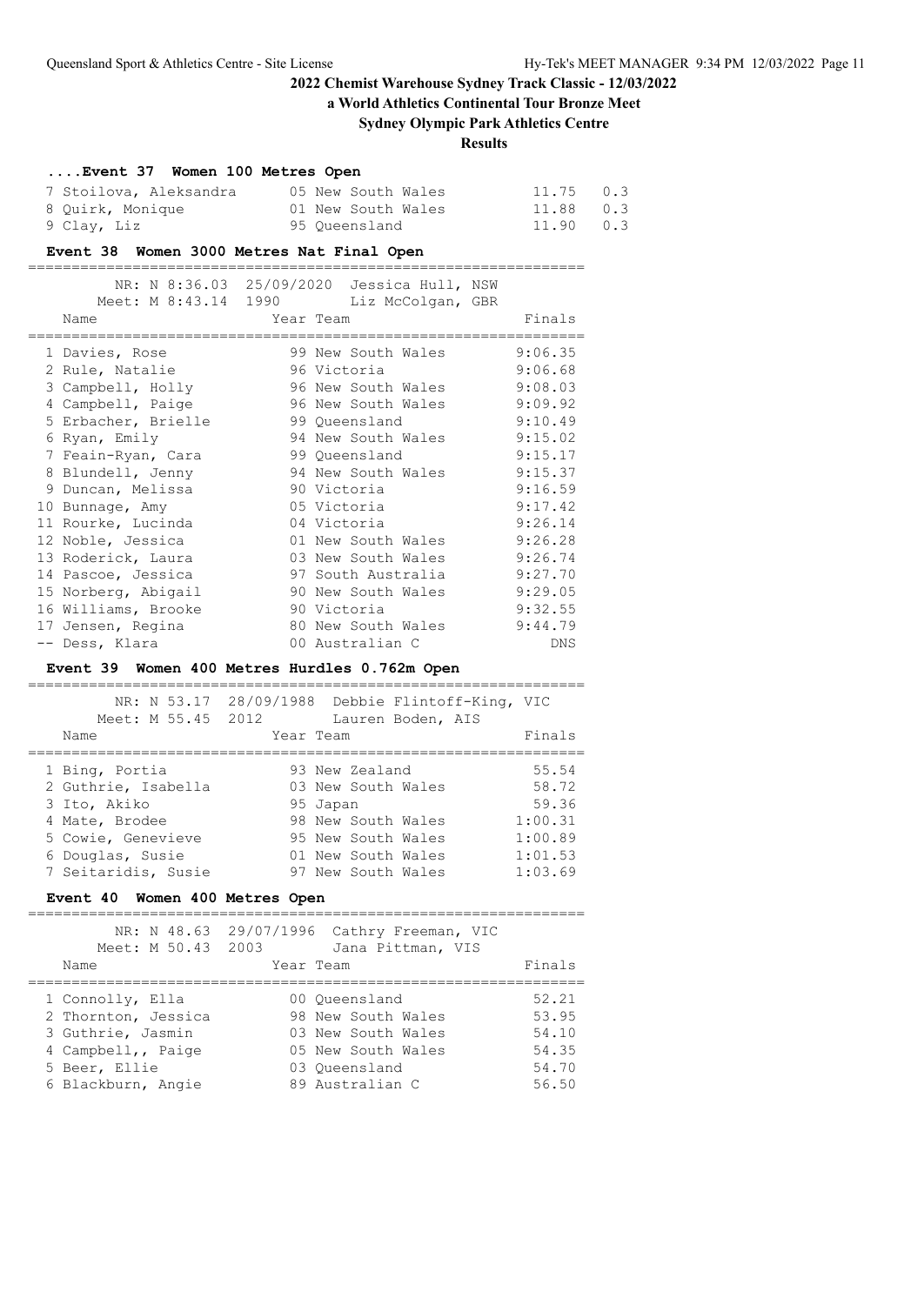# 2022 Chemist Warehouse Sydney Track Classic - 12/03/2022

**a World Athletics Continental Tour Bronze Meet**

**Sydney Olympic Park Athletics Centre**

**Results**

### ....Event 37 Women 100 Metres Open

| Place | Name | Year | Team | Finals | Wind |
|---|---|---|---|---|---|
| 7 | Stoilova, Aleksandra | 05 | New South Wales | 11.75 | 0.3 |
| 8 | Quirk, Monique | 01 | New South Wales | 11.88 | 0.3 |
| 9 | Clay, Liz | 95 | Queensland | 11.90 | 0.3 |

### Event 38 Women 3000 Metres Nat Final Open

NR: N 8:36.03 25/09/2020 Jessica Hull, NSW
Meet: M 8:43.14 1990 Liz McColgan, GBR

| Place | Name | Year | Team | Finals |
|---|---|---|---|---|
| 1 | Davies, Rose | 99 | New South Wales | 9:06.35 |
| 2 | Rule, Natalie | 96 | Victoria | 9:06.68 |
| 3 | Campbell, Holly | 96 | New South Wales | 9:08.03 |
| 4 | Campbell, Paige | 96 | New South Wales | 9:09.92 |
| 5 | Erbacher, Brielle | 99 | Queensland | 9:10.49 |
| 6 | Ryan, Emily | 94 | New South Wales | 9:15.02 |
| 7 | Feain-Ryan, Cara | 99 | Queensland | 9:15.17 |
| 8 | Blundell, Jenny | 94 | New South Wales | 9:15.37 |
| 9 | Duncan, Melissa | 90 | Victoria | 9:16.59 |
| 10 | Bunnage, Amy | 05 | Victoria | 9:17.42 |
| 11 | Rourke, Lucinda | 04 | Victoria | 9:26.14 |
| 12 | Noble, Jessica | 01 | New South Wales | 9:26.28 |
| 13 | Roderick, Laura | 03 | New South Wales | 9:26.74 |
| 14 | Pascoe, Jessica | 97 | South Australia | 9:27.70 |
| 15 | Norberg, Abigail | 90 | New South Wales | 9:29.05 |
| 16 | Williams, Brooke | 90 | Victoria | 9:32.55 |
| 17 | Jensen, Regina | 80 | New South Wales | 9:44.79 |
| -- | Dess, Klara | 00 | Australian C | DNS |

### Event 39 Women 400 Metres Hurdles 0.762m Open

NR: N 53.17 28/09/1988 Debbie Flintoff-King, VIC
Meet: M 55.45 2012 Lauren Boden, AIS

| Place | Name | Year | Team | Finals |
|---|---|---|---|---|
| 1 | Bing, Portia | 93 | New Zealand | 55.54 |
| 2 | Guthrie, Isabella | 03 | New South Wales | 58.72 |
| 3 | Ito, Akiko | 95 | Japan | 59.36 |
| 4 | Mate, Brodee | 98 | New South Wales | 1:00.31 |
| 5 | Cowie, Genevieve | 95 | New South Wales | 1:00.89 |
| 6 | Douglas, Susie | 01 | New South Wales | 1:01.53 |
| 7 | Seitaridis, Susie | 97 | New South Wales | 1:03.69 |

### Event 40 Women 400 Metres Open

NR: N 48.63 29/07/1996 Cathry Freeman, VIC
Meet: M 50.43 2003 Jana Pittman, VIS

| Place | Name | Year | Team | Finals |
|---|---|---|---|---|
| 1 | Connolly, Ella | 00 | Queensland | 52.21 |
| 2 | Thornton, Jessica | 98 | New South Wales | 53.95 |
| 3 | Guthrie, Jasmin | 03 | New South Wales | 54.10 |
| 4 | Campbell,, Paige | 05 | New South Wales | 54.35 |
| 5 | Beer, Ellie | 03 | Queensland | 54.70 |
| 6 | Blackburn, Angie | 89 | Australian C | 56.50 |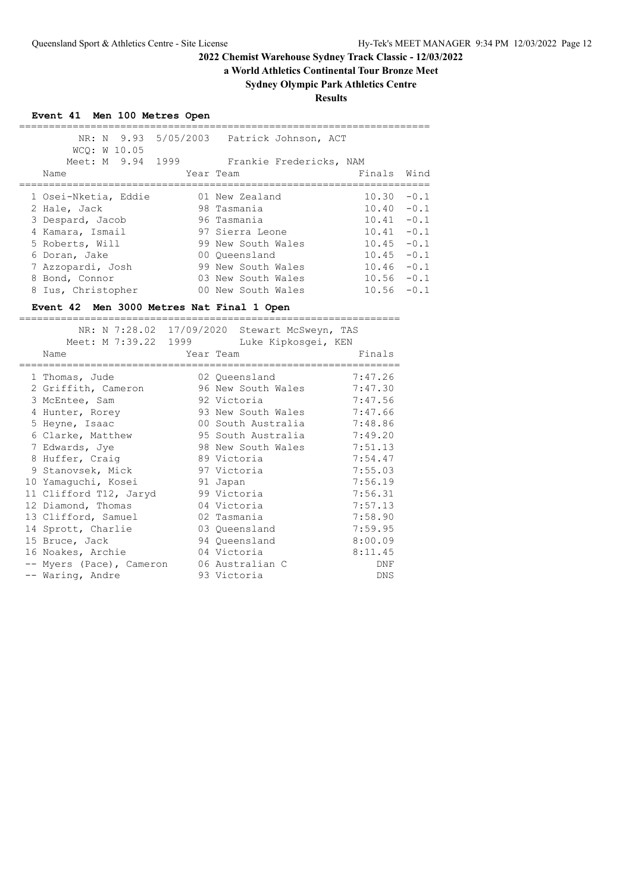# 2022 Chemist Warehouse Sydney Track Classic - 12/03/2022

**a World Athletics Continental Tour Bronze Meet**

**Sydney Olympic Park Athletics Centre**

**Results**

### Event 41 Men 100 Metres Open

NR: N 9.93 5/05/2003 Patrick Johnson, ACT
WCQ: W 10.05
Meet: M 9.94 1999 Frankie Fredericks, NAM

| | Name | Year | Team | Finals | Wind |
|---|---|---|---|---|---|
| 1 | Osei-Nketia, Eddie | 01 | New Zealand | 10.30 | -0.1 |
| 2 | Hale, Jack | 98 | Tasmania | 10.40 | -0.1 |
| 3 | Despard, Jacob | 96 | Tasmania | 10.41 | -0.1 |
| 4 | Kamara, Ismail | 97 | Sierra Leone | 10.41 | -0.1 |
| 5 | Roberts, Will | 99 | New South Wales | 10.45 | -0.1 |
| 6 | Doran, Jake | 00 | Queensland | 10.45 | -0.1 |
| 7 | Azzopardi, Josh | 99 | New South Wales | 10.46 | -0.1 |
| 8 | Bond, Connor | 03 | New South Wales | 10.56 | -0.1 |
| 8 | Ius, Christopher | 00 | New South Wales | 10.56 | -0.1 |

### Event 42 Men 3000 Metres Nat Final 1 Open

NR: N 7:28.02 17/09/2020 Stewart McSweyn, TAS
Meet: M 7:39.22 1999 Luke Kipkosgei, KEN

| | Name | Year | Team | Finals |
|---|---|---|---|---|
| 1 | Thomas, Jude | 02 | Queensland | 7:47.26 |
| 2 | Griffith, Cameron | 96 | New South Wales | 7:47.30 |
| 3 | McEntee, Sam | 92 | Victoria | 7:47.56 |
| 4 | Hunter, Rorey | 93 | New South Wales | 7:47.66 |
| 5 | Heyne, Isaac | 00 | South Australia | 7:48.86 |
| 6 | Clarke, Matthew | 95 | South Australia | 7:49.20 |
| 7 | Edwards, Jye | 98 | New South Wales | 7:51.13 |
| 8 | Huffer, Craig | 89 | Victoria | 7:54.47 |
| 9 | Stanovsek, Mick | 97 | Victoria | 7:55.03 |
| 10 | Yamaguchi, Kosei | 91 | Japan | 7:56.19 |
| 11 | Clifford T12, Jaryd | 99 | Victoria | 7:56.31 |
| 12 | Diamond, Thomas | 04 | Victoria | 7:57.13 |
| 13 | Clifford, Samuel | 02 | Tasmania | 7:58.90 |
| 14 | Sprott, Charlie | 03 | Queensland | 7:59.95 |
| 15 | Bruce, Jack | 94 | Queensland | 8:00.09 |
| 16 | Noakes, Archie | 04 | Victoria | 8:11.45 |
| -- | Myers (Pace), Cameron | 06 | Australian C | DNF |
| -- | Waring, Andre | 93 | Victoria | DNS |